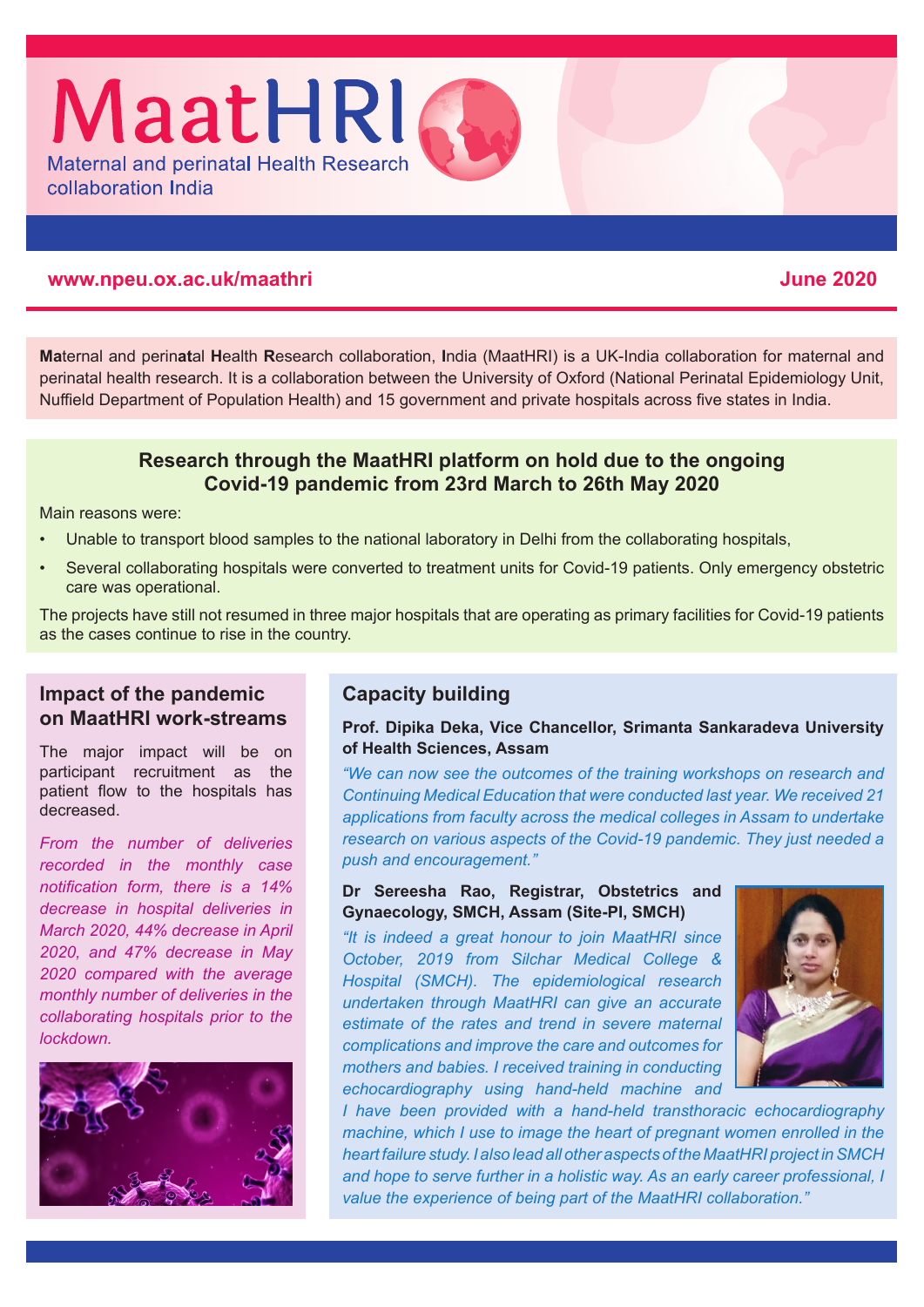# MaatHRI

Maternal and perinatal Health Research collaboration India

www.npeu.ox.ac.uk/maathri

June 2020

**Ma**ternal and perin**at**al **H**ealth **R**esearch collaboration, **I**ndia (MaatHRI) is a UK-India collaboration for maternal and perinatal health research. It is a collaboration between the University of Oxford (National Perinatal Epidemiology Unit, Nuffield Department of Population Health) and 15 government and private hospitals across five states in India.

## Research through the MaatHRI platform on hold due to the ongoing Covid-19 pandemic from 23rd March to 26th May 2020

Main reasons were:

- Unable to transport blood samples to the national laboratory in Delhi from the collaborating hospitals,
- Several collaborating hospitals were converted to treatment units for Covid-19 patients. Only emergency obstetric care was operational.

The projects have still not resumed in three major hospitals that are operating as primary facilities for Covid-19 patients as the cases continue to rise in the country.

## Impact of the pandemic on MaatHRI work-streams

The major impact will be on participant recruitment as the patient flow to the hospitals has decreased.

*From the number of deliveries recorded in the monthly case notification form, there is a 14% decrease in hospital deliveries in March 2020, 44% decrease in April 2020, and 47% decrease in May 2020 compared with the average monthly number of deliveries in the collaborating hospitals prior to the lockdown.*

## Capacity building

**Prof. Dipika Deka, Vice Chancellor, Srimanta Sankaradeva University of Health Sciences, Assam**

*"We can now see the outcomes of the training workshops on research and Continuing Medical Education that were conducted last year. We received 21 applications from faculty across the medical colleges in Assam to undertake research on various aspects of the Covid-19 pandemic. They just needed a push and encouragement."*

**Dr Sereesha Rao, Registrar, Obstetrics and Gynaecology, SMCH, Assam (Site-PI, SMCH)**

*"It is indeed a great honour to join MaatHRI since October, 2019 from Silchar Medical College & Hospital (SMCH). The epidemiological research undertaken through MaatHRI can give an accurate estimate of the rates and trend in severe maternal complications and improve the care and outcomes for mothers and babies. I received training in conducting echocardiography using hand-held machine and I have been provided with a hand-held transthoracic echocardiography machine, which I use to image the heart of pregnant women enrolled in the heart failure study. I also lead all other aspects of the MaatHRI project in SMCH and hope to serve further in a holistic way. As an early career professional, I value the experience of being part of the MaatHRI collaboration."*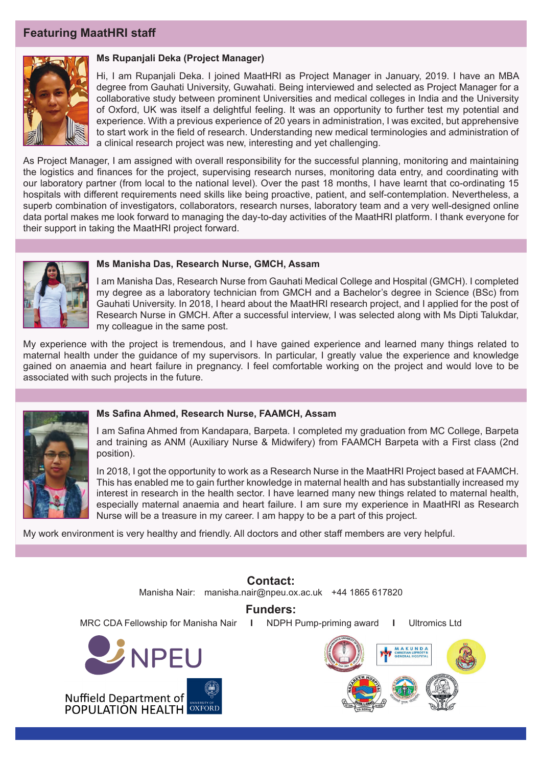## Featuring MaatHRI staff

### Ms Rupanjali Deka (Project Manager)

Hi, I am Rupanjali Deka. I joined MaatHRI as Project Manager in January, 2019. I have an MBA degree from Gauhati University, Guwahati. Being interviewed and selected as Project Manager for a collaborative study between prominent Universities and medical colleges in India and the University of Oxford, UK was itself a delightful feeling. It was an opportunity to further test my potential and experience. With a previous experience of 20 years in administration, I was excited, but apprehensive to start work in the field of research. Understanding new medical terminologies and administration of a clinical research project was new, interesting and yet challenging.

As Project Manager, I am assigned with overall responsibility for the successful planning, monitoring and maintaining the logistics and finances for the project, supervising research nurses, monitoring data entry, and coordinating with our laboratory partner (from local to the national level). Over the past 18 months, I have learnt that co-ordinating 15 hospitals with different requirements need skills like being proactive, patient, and self-contemplation. Nevertheless, a superb combination of investigators, collaborators, research nurses, laboratory team and a very well-designed online data portal makes me look forward to managing the day-to-day activities of the MaatHRI platform. I thank everyone for their support in taking the MaatHRI project forward.

### Ms Manisha Das, Research Nurse, GMCH, Assam

I am Manisha Das, Research Nurse from Gauhati Medical College and Hospital (GMCH). I completed my degree as a laboratory technician from GMCH and a Bachelor's degree in Science (BSc) from Gauhati University. In 2018, I heard about the MaatHRI research project, and I applied for the post of Research Nurse in GMCH. After a successful interview, I was selected along with Ms Dipti Talukdar, my colleague in the same post.

My experience with the project is tremendous, and I have gained experience and learned many things related to maternal health under the guidance of my supervisors. In particular, I greatly value the experience and knowledge gained on anaemia and heart failure in pregnancy. I feel comfortable working on the project and would love to be associated with such projects in the future.

### Ms Safina Ahmed, Research Nurse, FAAMCH, Assam

I am Safina Ahmed from Kandapara, Barpeta. I completed my graduation from MC College, Barpeta and training as ANM (Auxiliary Nurse & Midwifery) from FAAMCH Barpeta with a First class (2nd position).

In 2018, I got the opportunity to work as a Research Nurse in the MaatHRI Project based at FAAMCH. This has enabled me to gain further knowledge in maternal health and has substantially increased my interest in research in the health sector. I have learned many new things related to maternal health, especially maternal anaemia and heart failure. I am sure my experience in MaatHRI as Research Nurse will be a treasure in my career. I am happy to be a part of this project.

My work environment is very healthy and friendly. All doctors and other staff members are very helpful.

**Contact:**

Manisha Nair: manisha.nair@npeu.ox.ac.uk +44 1865 617820

**Funders:**

MRC CDA Fellowship for Manisha Nair | NDPH Pump-priming award | Ultromics Ltd

NPEU

Nuffield Department of POPULATION HEALTH — UNIVERSITY OF OXFORD